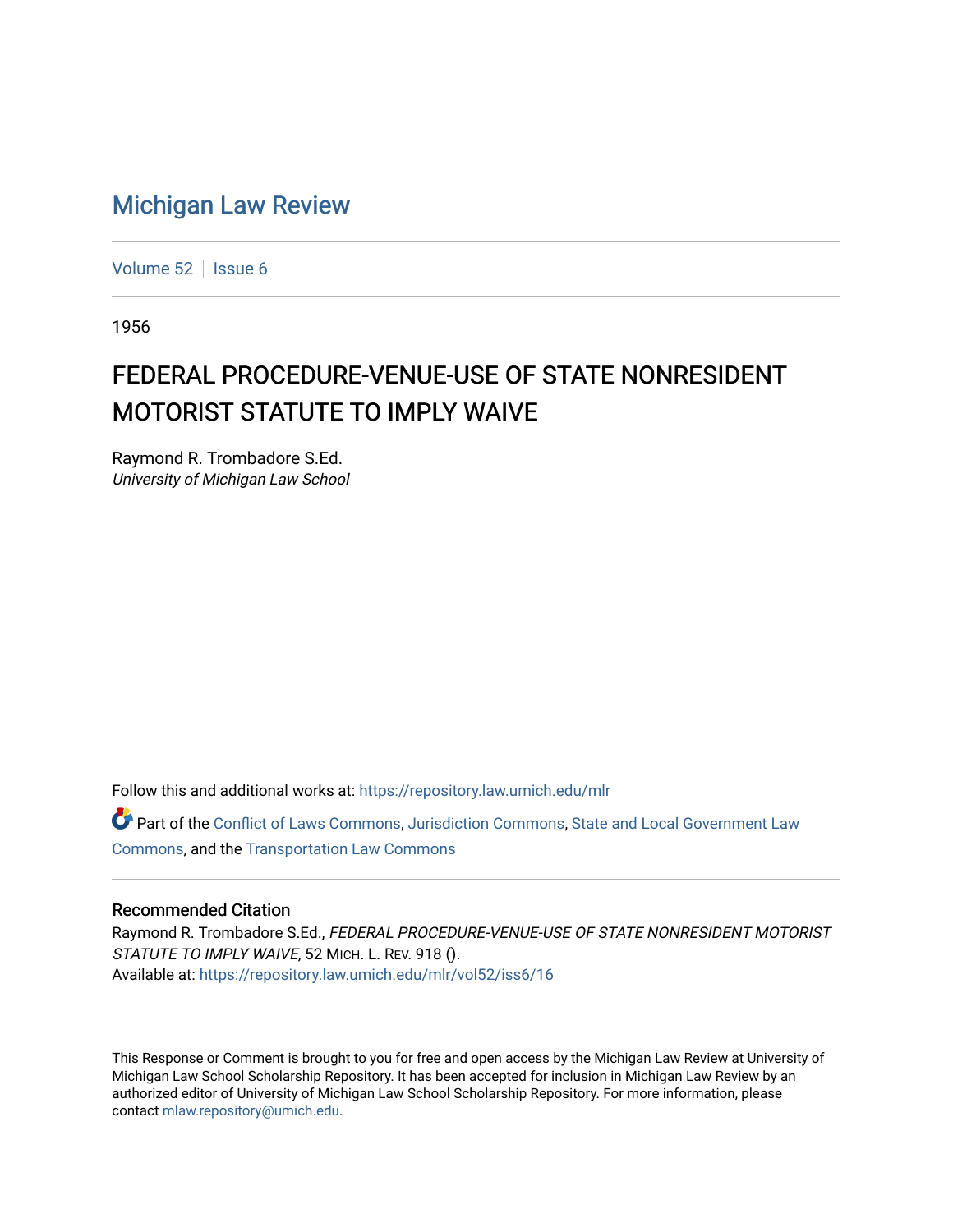# Michigan Law Review

Volume 52 | Issue 6

1956

## FEDERAL PROCEDURE-VENUE-USE OF STATE NONRESIDENT MOTORIST STATUTE TO IMPLY WAIVE

Raymond R. Trombadore S.Ed.
*University of Michigan Law School*

Follow this and additional works at: https://repository.law.umich.edu/mlr

Part of the Conflict of Laws Commons, Jurisdiction Commons, State and Local Government Law Commons, and the Transportation Law Commons

### Recommended Citation

Raymond R. Trombadore S.Ed., *FEDERAL PROCEDURE-VENUE-USE OF STATE NONRESIDENT MOTORIST STATUTE TO IMPLY WAIVE*, 52 MICH. L. REV. 918 ().
Available at: https://repository.law.umich.edu/mlr/vol52/iss6/16

This Response or Comment is brought to you for free and open access by the Michigan Law Review at University of Michigan Law School Scholarship Repository. It has been accepted for inclusion in Michigan Law Review by an authorized editor of University of Michigan Law School Scholarship Repository. For more information, please contact mlaw.repository@umich.edu.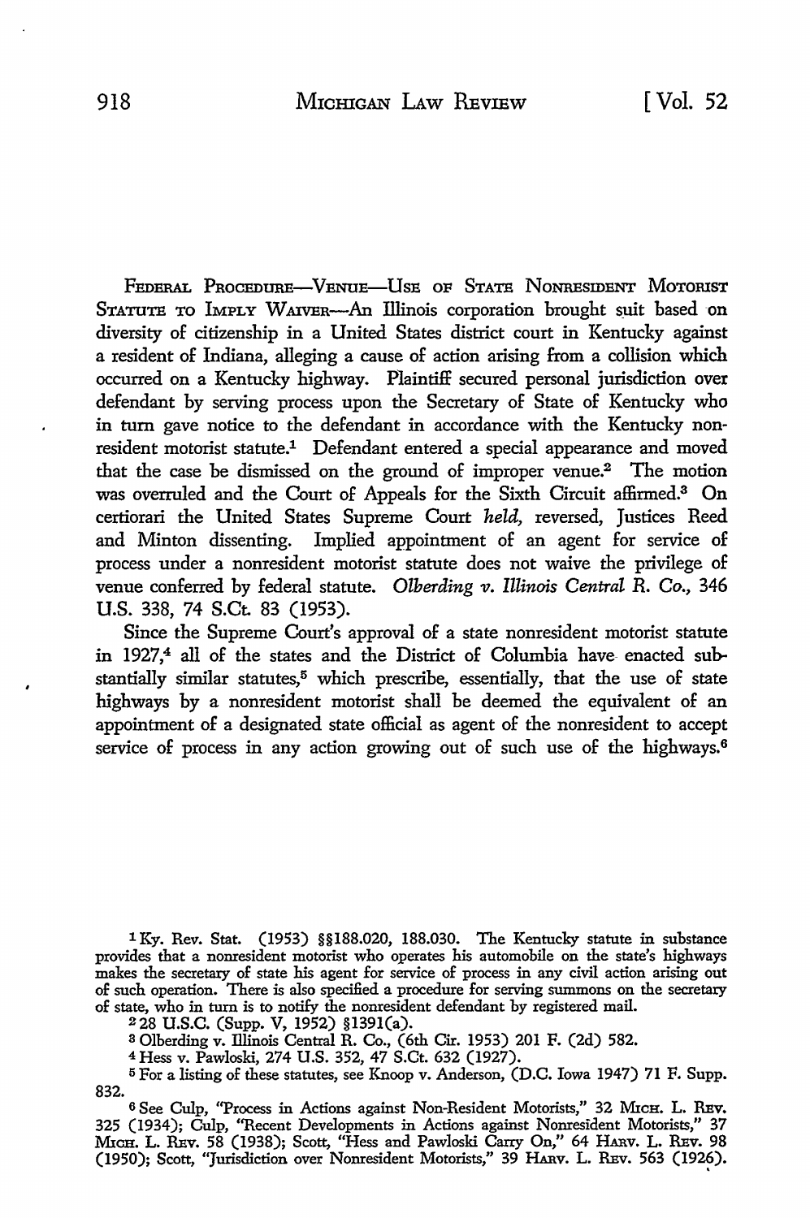FEDERAL PROCEDURE—VENUE—USE OF STATE NONRESIDENT MOTORIST STATUTE TO IMPLY WAIVER—An Illinois corporation brought suit based on diversity of citizenship in a United States district court in Kentucky against a resident of Indiana, alleging a cause of action arising from a collision which occurred on a Kentucky highway. Plaintiff secured personal jurisdiction over defendant by serving process upon the Secretary of State of Kentucky who in turn gave notice to the defendant in accordance with the Kentucky nonresident motorist statute.[1] Defendant entered a special appearance and moved that the case be dismissed on the ground of improper venue.[2] The motion was overruled and the Court of Appeals for the Sixth Circuit affirmed.[3] On certiorari the United States Supreme Court *held,* reversed, Justices Reed and Minton dissenting. Implied appointment of an agent for service of process under a nonresident motorist statute does not waive the privilege of venue conferred by federal statute. *Olberding v. Illinois Central R. Co.,* 346 U.S. 338, 74 S.Ct. 83 (1953).

Since the Supreme Court's approval of a state nonresident motorist statute in 1927,[4] all of the states and the District of Columbia have enacted substantially similar statutes,[5] which prescribe, essentially, that the use of state highways by a nonresident motorist shall be deemed the equivalent of an appointment of a designated state official as agent of the nonresident to accept service of process in any action growing out of such use of the highways.[6]

---

[1] Ky. Rev. Stat. (1953) §§188.020, 188.030. The Kentucky statute in substance provides that a nonresident motorist who operates his automobile on the state's highways makes the secretary of state his agent for service of process in any civil action arising out of such operation. There is also specified a procedure for serving summons on the secretary of state, who in turn is to notify the nonresident defendant by registered mail.

[2] 28 U.S.C. (Supp. V, 1952) §1391(a).

[3] Olberding v. Illinois Central R. Co., (6th Cir. 1953) 201 F. (2d) 582.

[4] Hess v. Pawloski, 274 U.S. 352, 47 S.Ct. 632 (1927).

[5] For a listing of these statutes, see Knoop v. Anderson, (D.C. Iowa 1947) 71 F. Supp. 832.

[6] See Culp, "Process in Actions against Non-Resident Motorists," 32 MICH. L. REV. 325 (1934); Culp, "Recent Developments in Actions against Nonresident Motorists," 37 MICH. L. REV. 58 (1938); Scott, "Hess and Pawloski Carry On," 64 HARV. L. REV. 98 (1950); Scott, "Jurisdiction over Nonresident Motorists," 39 HARV. L. REV. 563 (1926).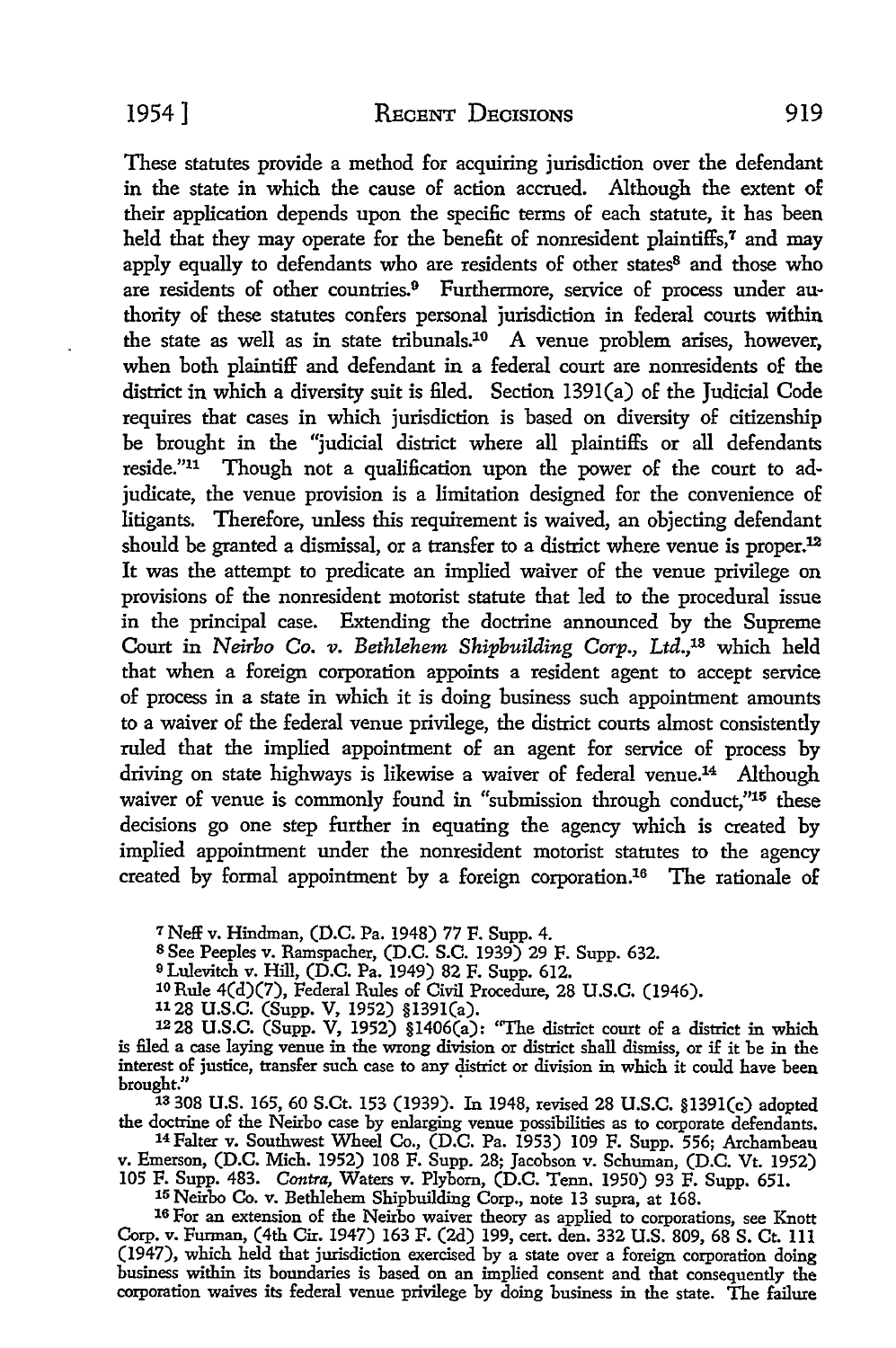These statutes provide a method for acquiring jurisdiction over the defendant in the state in which the cause of action accrued. Although the extent of their application depends upon the specific terms of each statute, it has been held that they may operate for the benefit of nonresident plaintiffs,[7] and may apply equally to defendants who are residents of other states[8] and those who are residents of other countries.[9] Furthermore, service of process under authority of these statutes confers personal jurisdiction in federal courts within the state as well as in state tribunals.[10] A venue problem arises, however, when both plaintiff and defendant in a federal court are nonresidents of the district in which a diversity suit is filed. Section 1391(a) of the Judicial Code requires that cases in which jurisdiction is based on diversity of citizenship be brought in the "judicial district where all plaintiffs or all defendants reside."[11] Though not a qualification upon the power of the court to adjudicate, the venue provision is a limitation designed for the convenience of litigants. Therefore, unless this requirement is waived, an objecting defendant should be granted a dismissal, or a transfer to a district where venue is proper.[12] It was the attempt to predicate an implied waiver of the venue privilege on provisions of the nonresident motorist statute that led to the procedural issue in the principal case. Extending the doctrine announced by the Supreme Court in *Neirbo Co. v. Bethlehem Shipbuilding Corp., Ltd.*,[13] which held that when a foreign corporation appoints a resident agent to accept service of process in a state in which it is doing business such appointment amounts to a waiver of the federal venue privilege, the district courts almost consistently ruled that the implied appointment of an agent for service of process by driving on state highways is likewise a waiver of federal venue.[14] Although waiver of venue is commonly found in "submission through conduct,"[15] these decisions go one step further in equating the agency which is created by implied appointment under the nonresident motorist statutes to the agency created by formal appointment by a foreign corporation.[16] The rationale of

[7] Neff v. Hindman, (D.C. Pa. 1948) 77 F. Supp. 4.

[8] See Peeples v. Ramspacher, (D.C. S.C. 1939) 29 F. Supp. 632.

[9] Lulevitch v. Hill, (D.C. Pa. 1949) 82 F. Supp. 612.

[10] Rule 4(d)(7), Federal Rules of Civil Procedure, 28 U.S.C. (1946).

[11] 28 U.S.C. (Supp. V, 1952) §1391(a).

[12] 28 U.S.C. (Supp. V, 1952) §1406(a): "The district court of a district in which is filed a case laying venue in the wrong division or district shall dismiss, or if it be in the interest of justice, transfer such case to any district or division in which it could have been brought."

[13] 308 U.S. 165, 60 S.Ct. 153 (1939). In 1948, revised 28 U.S.C. §1391(c) adopted the doctrine of the Neirbo case by enlarging venue possibilities as to corporate defendants.

[14] Falter v. Southwest Wheel Co., (D.C. Pa. 1953) 109 F. Supp. 556; Archambeau v. Emerson, (D.C. Mich. 1952) 108 F. Supp. 28; Jacobson v. Schuman, (D.C. Vt. 1952) 105 F. Supp. 483. *Contra*, Waters v. Plyborn, (D.C. Tenn. 1950) 93 F. Supp. 651.

[15] Neirbo Co. v. Bethlehem Shipbuilding Corp., note 13 supra, at 168.

[16] For an extension of the Neirbo waiver theory as applied to corporations, see Knott Corp. v. Furman, (4th Cir. 1947) 163 F. (2d) 199, cert. den. 332 U.S. 809, 68 S. Ct. 111 (1947), which held that jurisdiction exercised by a state over a foreign corporation doing business within its boundaries is based on an implied consent and that consequently the corporation waives its federal venue privilege by doing business in the state. The failure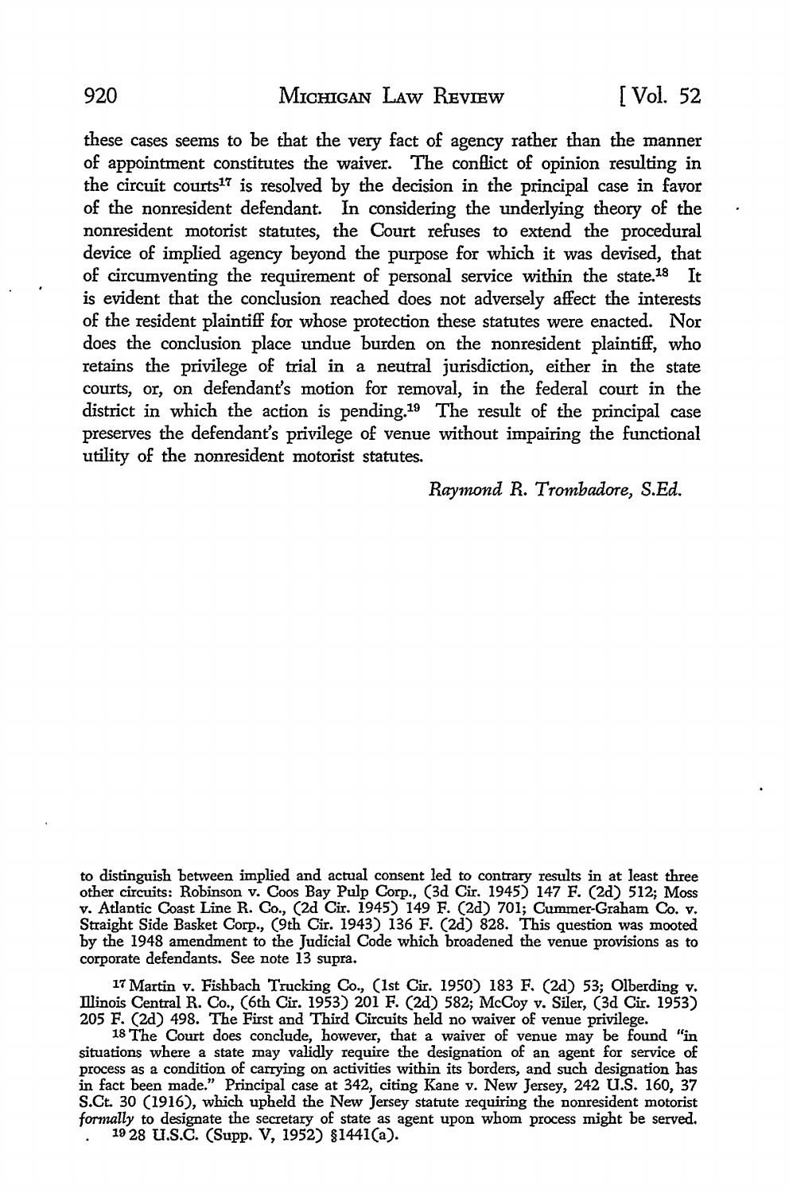these cases seems to be that the very fact of agency rather than the manner of appointment constitutes the waiver. The conflict of opinion resulting in the circuit courts[17] is resolved by the decision in the principal case in favor of the nonresident defendant. In considering the underlying theory of the nonresident motorist statutes, the Court refuses to extend the procedural device of implied agency beyond the purpose for which it was devised, that of circumventing the requirement of personal service within the state.[18] It is evident that the conclusion reached does not adversely affect the interests of the resident plaintiff for whose protection these statutes were enacted. Nor does the conclusion place undue burden on the nonresident plaintiff, who retains the privilege of trial in a neutral jurisdiction, either in the state courts, or, on defendant's motion for removal, in the federal court in the district in which the action is pending.[19] The result of the principal case preserves the defendant's privilege of venue without impairing the functional utility of the nonresident motorist statutes.

*Raymond R. Trombadore, S.Ed.*

---

to distinguish between implied and actual consent led to contrary results in at least three other circuits: Robinson v. Coos Bay Pulp Corp., (3d Cir. 1945) 147 F. (2d) 512; Moss v. Atlantic Coast Line R. Co., (2d Cir. 1945) 149 F. (2d) 701; Cummer-Graham Co. v. Straight Side Basket Corp., (9th Cir. 1943) 136 F. (2d) 828. This question was mooted by the 1948 amendment to the Judicial Code which broadened the venue provisions as to corporate defendants. See note 13 supra.

[17] Martin v. Fishbach Trucking Co., (1st Cir. 1950) 183 F. (2d) 53; Olberding v. Illinois Central R. Co., (6th Cir. 1953) 201 F. (2d) 582; McCoy v. Siler, (3d Cir. 1953) 205 F. (2d) 498. The First and Third Circuits held no waiver of venue privilege.

[18] The Court does conclude, however, that a waiver of venue may be found "in situations where a state may validly require the designation of an agent for service of process as a condition of carrying on activities within its borders, and such designation has in fact been made." Principal case at 342, citing Kane v. New Jersey, 242 U.S. 160, 37 S.Ct. 30 (1916), which upheld the New Jersey statute requiring the nonresident motorist *formally* to designate the secretary of state as agent upon whom process might be served.

[19] 28 U.S.C. (Supp. V, 1952) §1441(a).